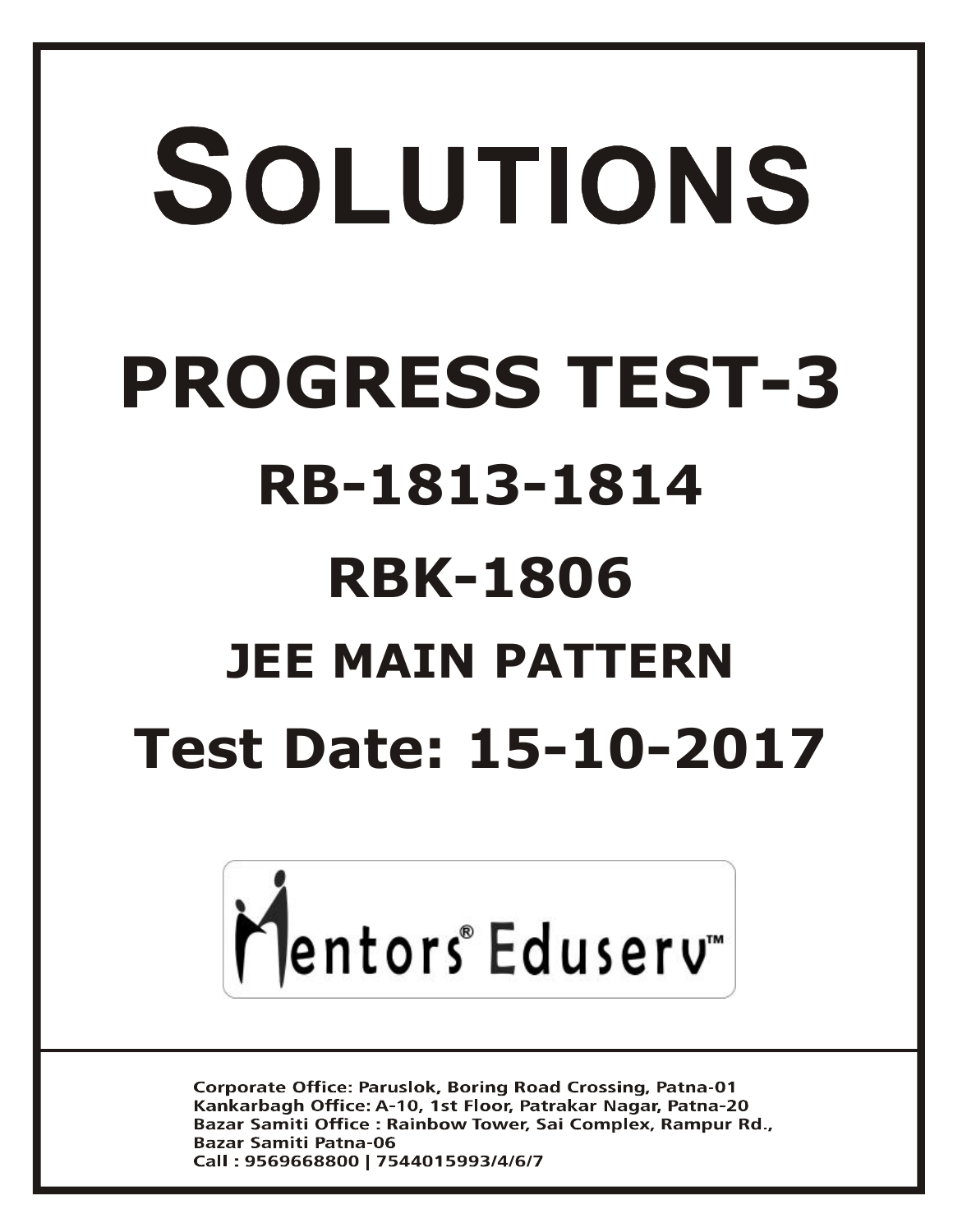# SOLUTIONS

# PROGRESS TEST-3

## RB-1813-1814

## RBK-1806

### JEE MAIN PATTERN

## Test Date: 15-10-2017

Mentors® Eduserv™

**Corporate Office: Paruslok, Boring Road Crossing, Patna-01**
**Kankarbagh Office: A-10, 1st Floor, Patrakar Nagar, Patna-20**
**Bazar Samiti Office : Rainbow Tower, Sai Complex, Rampur Rd., Bazar Samiti Patna-06**
**Call : 9569668800 | 7544015993/4/6/7**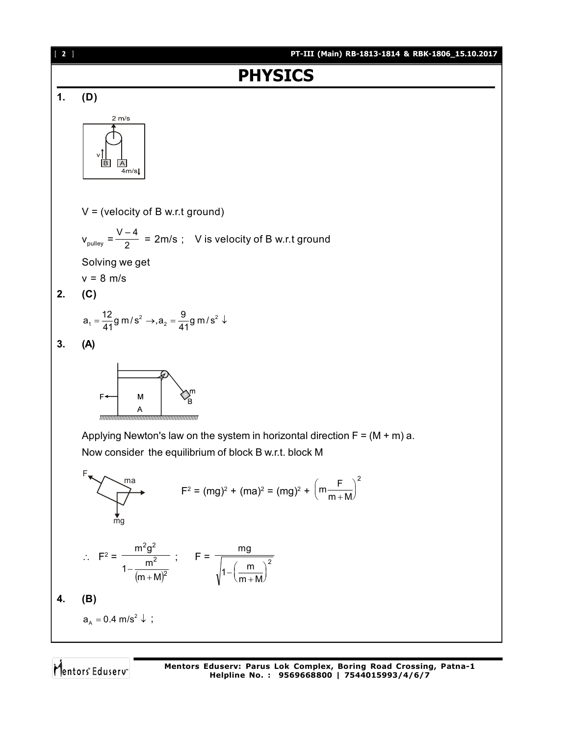# PHYSICS

**1.** **(D)**

V = (velocity of B w.r.t ground)

$v_{pulley} = \frac{V-4}{2}$ = 2m/s ; V is velocity of B w.r.t ground

Solving we get

v = 8 m/s

**2.** **(C)**

$a_1 = \frac{12}{41}g\ m/s^2 \rightarrow, a_2 = \frac{9}{41}g\ m/s^2 \downarrow$

**3.** **(A)**

Applying Newton's law on the system in horizontal direction F = (M + m) a.

Now consider the equilibrium of block B w.r.t. block M

$$F^2 = (mg)^2 + (ma)^2 = (mg)^2 + \left(m\frac{F}{m+M}\right)^2$$

$$\therefore\ F^2 = \frac{m^2g^2}{1-\frac{m^2}{(m+M)^2}}\ ; \quad F = \frac{mg}{\sqrt{1-\left(\frac{m}{m+M}\right)^2}}$$

**4.** **(B)**

$a_A = 0.4\ m/s^2 \downarrow$ ;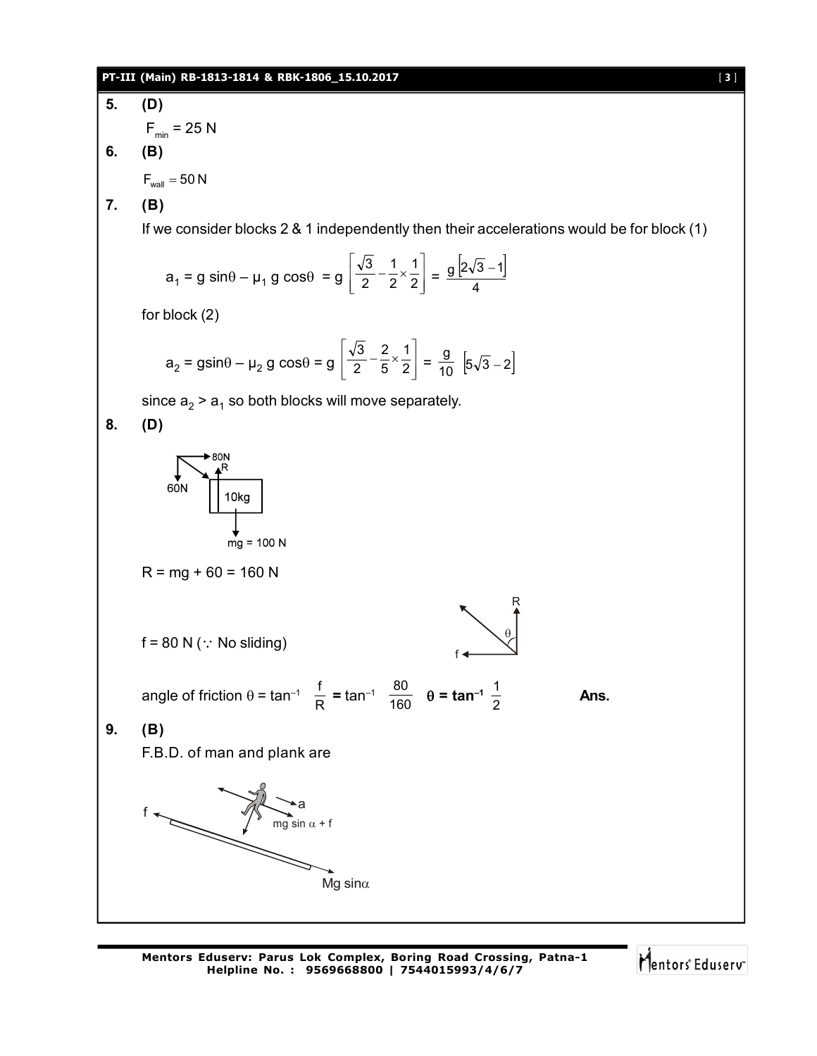**5. (D)**

$F_{min} = 25$ N

**6. (B)**

$F_{wall} = 50$ N

**7. (B)**

If we consider blocks 2 & 1 independently then their accelerations would be for block (1)

$$a_1 = g\sin\theta - \mu_1 g\cos\theta = g\left[\frac{\sqrt{3}}{2} - \frac{1}{2}\times\frac{1}{2}\right] = \frac{g\left[2\sqrt{3}-1\right]}{4}$$

for block (2)

$$a_2 = g\sin\theta - \mu_2 g\cos\theta = g\left[\frac{\sqrt{3}}{2} - \frac{2}{5}\times\frac{1}{2}\right] = \frac{g}{10}\left[5\sqrt{3}-2\right]$$

since $a_2 > a_1$ so both blocks will move separately.

**8. (D)**

$R = mg + 60 = 160$ N

$f = 80$ N ($\because$ No sliding)

angle of friction $\theta = \tan^{-1}\frac{f}{R} = \tan^{-1}\frac{80}{160}$ $\quad \boldsymbol{\theta = \tan^{-1}\frac{1}{2}}$ **Ans.**

**9. (B)**

F.B.D. of man and plank are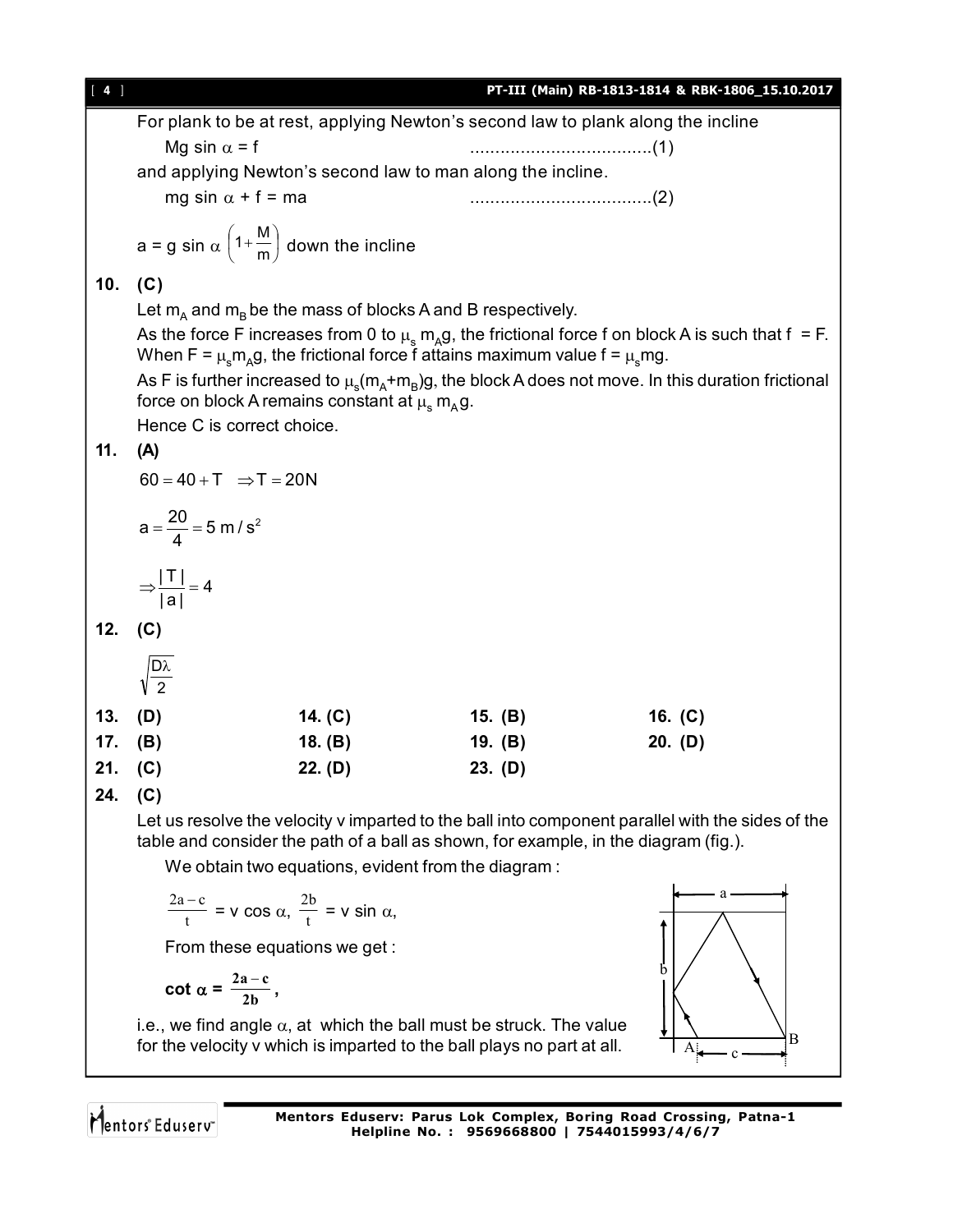For plank to be at rest, applying Newton's second law to plank along the incline

$$Mg \sin \alpha = f \qquad \text{.....................................(1)}$$

and applying Newton's second law to man along the incline.

$$mg \sin \alpha + f = ma \qquad \text{.....................................(2)}$$

$a = g \sin \alpha \left(1 + \frac{M}{m}\right)$ down the incline

**10. (C)**

Let $m_A$ and $m_B$ be the mass of blocks A and B respectively.

As the force F increases from 0 to $\mu_s m_A g$, the frictional force f on block A is such that f = F. When $F = \mu_s m_A g$, the frictional force f attains maximum value $f = \mu_s mg$.

As F is further increased to $\mu_s(m_A+m_B)g$, the block A does not move. In this duration frictional force on block A remains constant at $\mu_s m_A g$.

Hence C is correct choice.

**11. (A)**

$60 = 40 + T \quad \Rightarrow T = 20N$

$a = \frac{20}{4} = 5 \text{ m/s}^2$

$\Rightarrow \frac{|T|}{|a|} = 4$

**12. (C)**

$\sqrt{\frac{D\lambda}{2}}$

| | | | |
|---|---|---|---|
| **13. (D)** | **14. (C)** | **15. (B)** | **16. (C)** |
| **17. (B)** | **18. (B)** | **19. (B)** | **20. (D)** |
| **21. (C)** | **22. (D)** | **23. (D)** | |

**24. (C)**

Let us resolve the velocity v imparted to the ball into component parallel with the sides of the table and consider the path of a ball as shown, for example, in the diagram (fig.).

We obtain two equations, evident from the diagram :

$\frac{2a - c}{t} = v \cos \alpha, \; \frac{2b}{t} = v \sin \alpha,$

From these equations we get :

$\cot \alpha = \frac{2a - c}{2b},$

i.e., we find angle $\alpha$, at which the ball must be struck. The value for the velocity v which is imparted to the ball plays no part at all.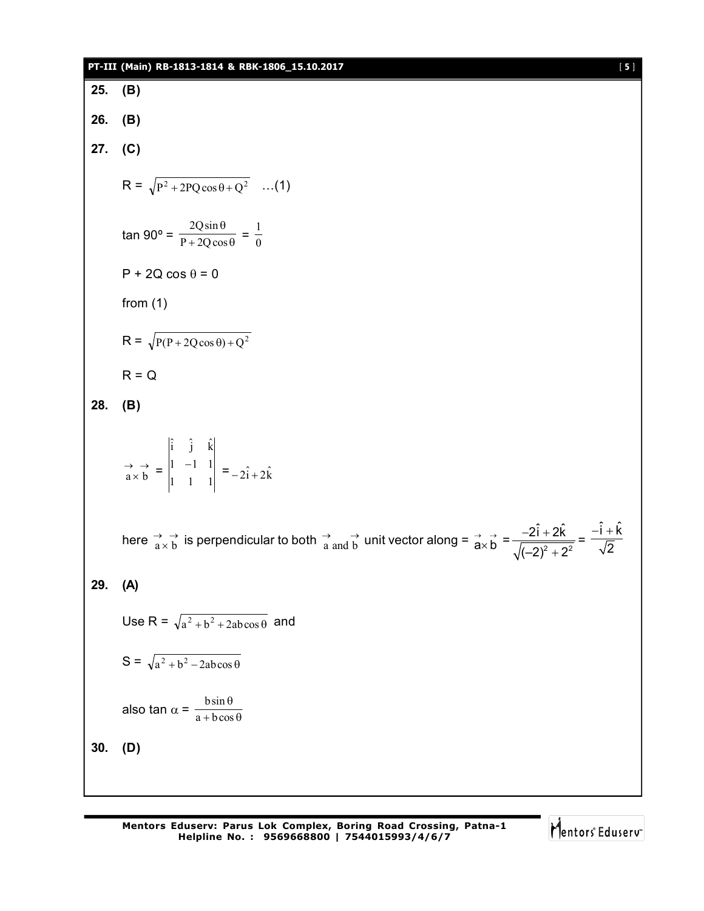**25. (B)**

**26. (B)**

**27. (C)**

$R = \sqrt{P^2 + 2PQ\cos\theta + Q^2}$ ...(1)

$\tan 90° = \frac{2Q\sin\theta}{P + 2Q\cos\theta} = \frac{1}{0}$

$P + 2Q \cos\theta = 0$

from (1)

$R = \sqrt{P(P + 2Q\cos\theta) + Q^2}$

$R = Q$

**28. (B)**

$$\vec{a} \times \vec{b} = \begin{vmatrix} \hat{i} & \hat{j} & \hat{k} \\ 1 & -1 & 1 \\ 1 & 1 & 1 \end{vmatrix} = -2\hat{i} + 2\hat{k}$$

here $\vec{a} \times \vec{b}$ is perpendicular to both $\vec{a}$ and $\vec{b}$ unit vector along = $\vec{a} \times \vec{b} = \frac{-2\hat{i} + 2\hat{k}}{\sqrt{(-2)^2 + 2^2}} = \frac{-\hat{i} + \hat{k}}{\sqrt{2}}$

**29. (A)**

Use $R = \sqrt{a^2 + b^2 + 2ab\cos\theta}$ and

$S = \sqrt{a^2 + b^2 - 2ab\cos\theta}$

also $\tan\alpha = \frac{b\sin\theta}{a + b\cos\theta}$

**30. (D)**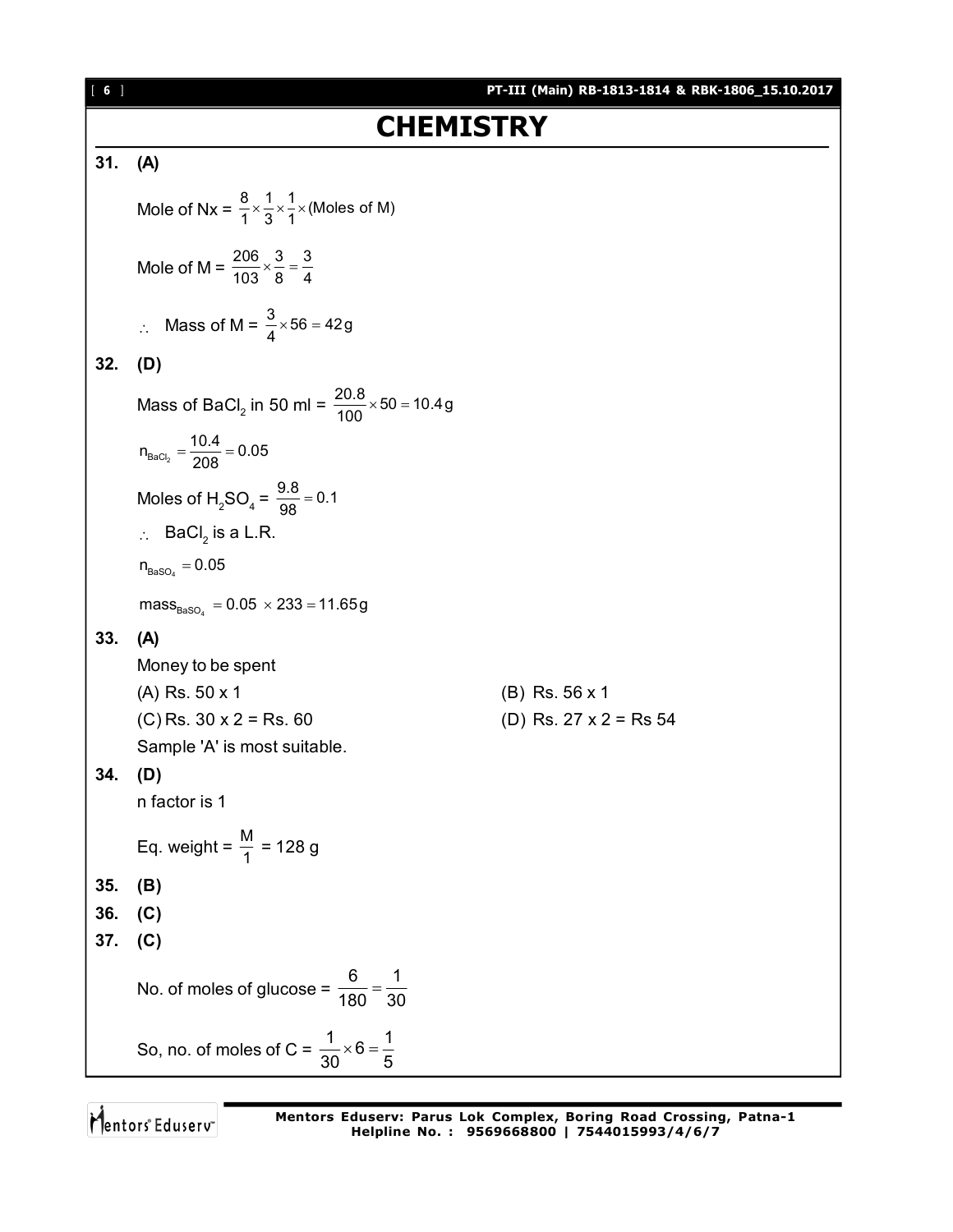# CHEMISTRY

**31. (A)**

Mole of Nx = $\frac{8}{1} \times \frac{1}{3} \times \frac{1}{1} \times$ (Moles of M)

Mole of M = $\frac{206}{103} \times \frac{3}{8} = \frac{3}{4}$

$\therefore$ Mass of M = $\frac{3}{4} \times 56 = 42\,g$

**32. (D)**

Mass of $BaCl_2$ in 50 ml = $\frac{20.8}{100} \times 50 = 10.4\,g$

$n_{BaCl_2} = \frac{10.4}{208} = 0.05$

Moles of $H_2SO_4$ = $\frac{9.8}{98} = 0.1$

$\therefore$ $BaCl_2$ is a L.R.

$n_{BaSO_4} = 0.05$

$mass_{BaSO_4} = 0.05 \times 233 = 11.65\,g$

**33. (A)**

Money to be spent

(A) Rs. 50 x 1

(B) Rs. 56 x 1

(C) Rs. 30 x 2 = Rs. 60

(D) Rs. 27 x 2 = Rs 54

Sample 'A' is most suitable.

**34. (D)**

n factor is 1

Eq. weight = $\frac{M}{1}$ = 128 g

**35. (B)**

**36. (C)**

**37. (C)**

No. of moles of glucose = $\frac{6}{180} = \frac{1}{30}$

So, no. of moles of C = $\frac{1}{30} \times 6 = \frac{1}{5}$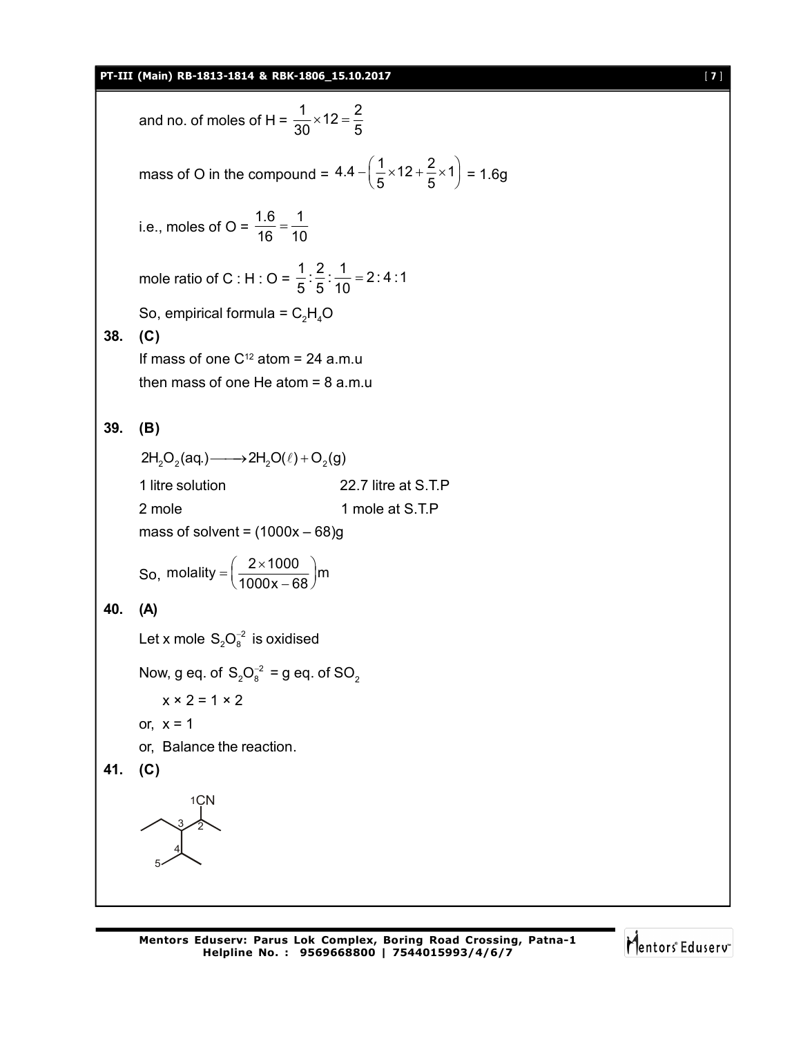and no. of moles of H = $\frac{1}{30} \times 12 = \frac{2}{5}$

mass of O in the compound = $4.4 - \left(\frac{1}{5} \times 12 + \frac{2}{5} \times 1\right)$ = 1.6g

i.e., moles of O = $\frac{1.6}{16} = \frac{1}{10}$

mole ratio of C : H : O = $\frac{1}{5} : \frac{2}{5} : \frac{1}{10} = 2:4:1$

So, empirical formula = $C_2H_4O$

**38. (C)**

If mass of one $C^{12}$ atom = 24 a.m.u

then mass of one He atom = 8 a.m.u

**39. (B)**

$$2H_2O_2(aq.) \longrightarrow 2H_2O(\ell) + O_2(g)$$

1 litre solution 22.7 litre at S.T.P

2 mole 1 mole at S.T.P

mass of solvent = (1000x – 68)g

So, $\text{molality} = \left(\frac{2 \times 1000}{1000x - 68}\right)m$

**40. (A)**

Let x mole $S_2O_8^{-2}$ is oxidised

Now, g eq. of $S_2O_8^{-2}$ = g eq. of $SO_2$

x × 2 = 1 × 2

or, x = 1

or, Balance the reaction.

**41. (C)**

(Structure: 2-methyl nitrile with carbons numbered: 1CN, 2, 3, 4, 5 — main chain C1 (CN) – C2 (with methyl) – C3 (with ethyl) – C4 (with methyl) – C5)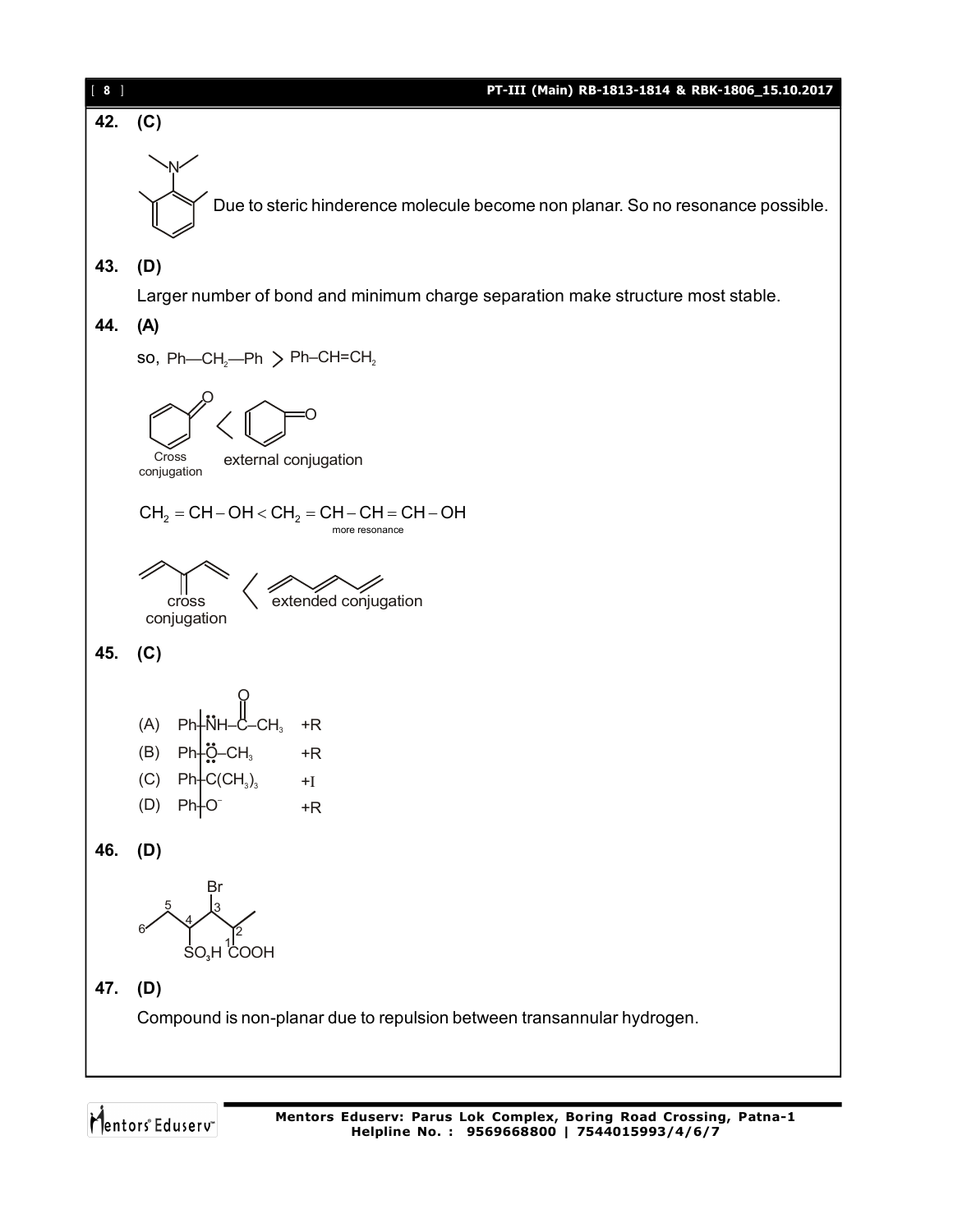**42. (C)**

Due to steric hinderence molecule become non planar. So no resonance possible.

**43. (D)**

Larger number of bond and minimum charge separation make structure most stable.

**44. (A)**

so, Ph—$CH_2$—Ph > Ph–CH=$CH_2$

Cross conjugation < external conjugation

$CH_2 = CH - OH < \underset{\text{more resonance}}{CH_2 = CH - CH = CH - OH}$

cross conjugation < extended conjugation

**45. (C)**

(A) Ph–$\ddot{N}$H–C(=O)–$CH_3$ +R

(B) Ph–$\ddot{O}$–$CH_3$ +R

(C) Ph–C$(CH_3)_3$ +I

(D) Ph–$O^-$ +R

**46. (D)**

Br (C3), $SO_3H$ (C4), COOH (C1); numbering 1–6

**47. (D)**

Compound is non-planar due to repulsion between transannular hydrogen.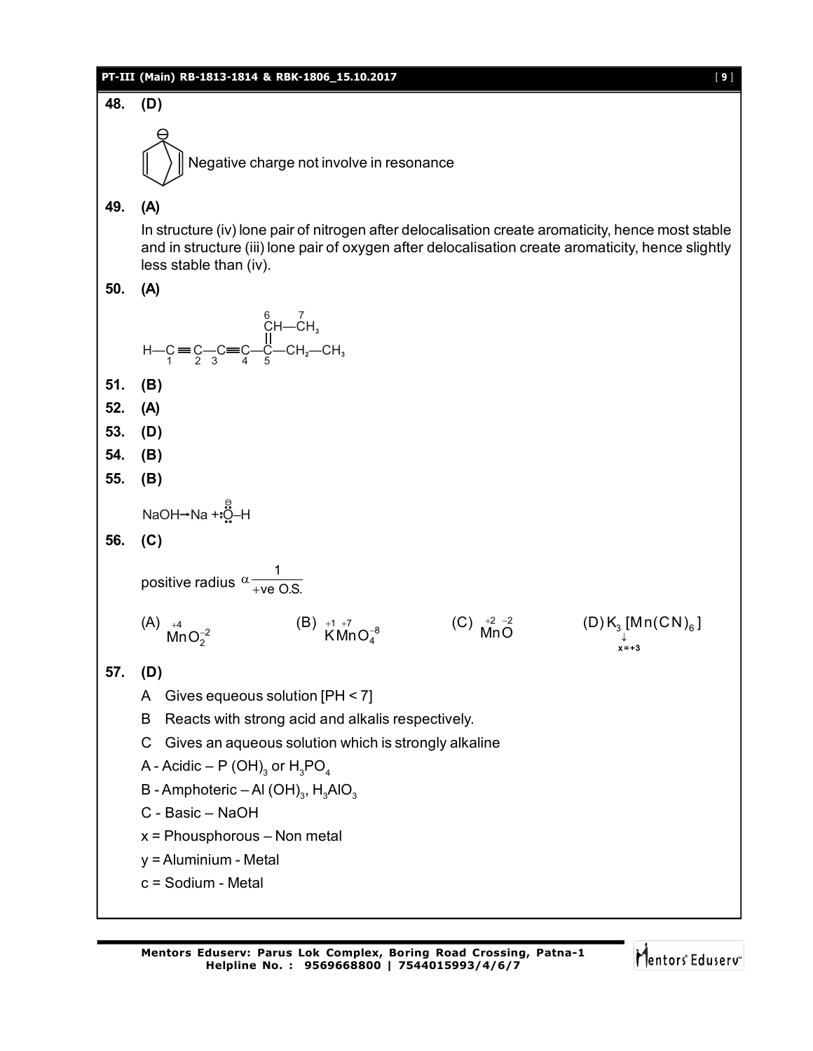**48. (D)**

Negative charge not involve in resonance

**49. (A)**

In structure (iv) lone pair of nitrogen after delocalisation create aromaticity, hence most stable and in structure (iii) lone pair of oxygen after delocalisation create aromaticity, hence slightly less stable than (iv).

**50. (A)**

$$\underset{1}{H-C}\equiv\underset{2}{C}-\underset{3}{C}\equiv\underset{4}{C}-\underset{5}{\overset{\overset{6\quad 7}{CH-CH_3}}{\overset{\|}{C}}}-CH_2-CH_3$$

**51. (B)**

**52. (A)**

**53. (D)**

**54. (B)**

**55. (B)**

$NaOH \rightarrow Na + :\ddot{\overset{\ominus}{O}}-H$

**56. (C)**

positive radius $\alpha \dfrac{1}{+\text{ve O.S.}}$

(A) $\overset{+4}{Mn}O_2^{-2}$ (B) $\overset{+1}{K}\overset{+7}{Mn}O_4^{-8}$ (C) $\overset{+2}{Mn}\overset{-2}{O}$ (D) $K_3[\underset{x=+3}{Mn}(CN)_6]$

**57. (D)**

A Gives equeous solution [PH < 7]

B Reacts with strong acid and alkalis respectively.

C Gives an aqueous solution which is strongly alkaline

A - Acidic – P $(OH)_3$ or $H_3PO_4$

B - Amphoteric – Al $(OH)_3$, $H_3AlO_3$

C - Basic – NaOH

x = Phousphorous – Non metal

y = Aluminium - Metal

c = Sodium - Metal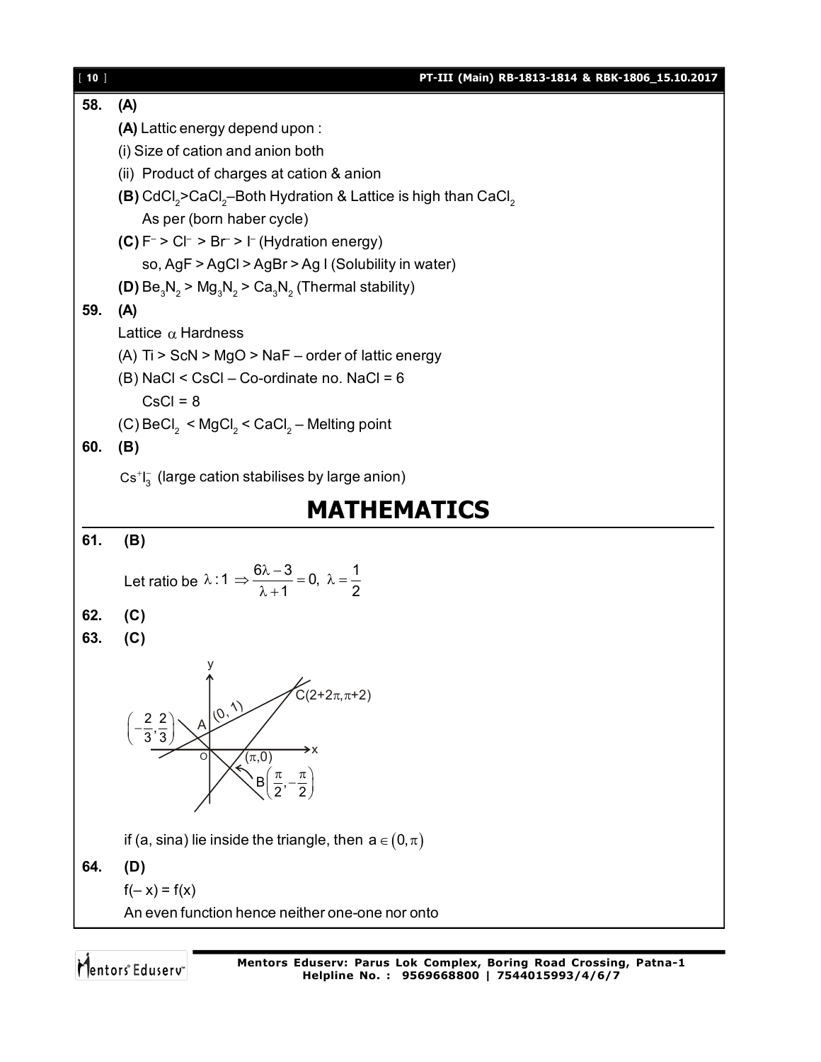**58. (A)**

**(A)** Lattic energy depend upon :

(i) Size of cation and anion both

(ii) Product of charges at cation & anion

**(B)** $CdCl_2 > CaCl_2$–Both Hydration & Lattice is high than $CaCl_2$

As per (born haber cycle)

**(C)** $F^- > Cl^- > Br^- > I^-$ (Hydration energy)

so, AgF > AgCl > AgBr > Ag I (Solubility in water)

**(D)** $Be_3N_2 > Mg_3N_2 > Ca_3N_2$ (Thermal stability)

**59. (A)**

Lattice $\alpha$ Hardness

(A) Ti > ScN > MgO > NaF – order of lattic energy

(B) NaCl < CsCl – Co-ordinate no. NaCl = 6

CsCl = 8

(C) $BeCl_2 < MgCl_2 < CaCl_2$ – Melting point

**60. (B)**

$Cs^+I_3^-$ (large cation stabilises by large anion)

# MATHEMATICS

**61. (B)**

Let ratio be $\lambda : 1 \Rightarrow \frac{6\lambda - 3}{\lambda + 1} = 0,\ \lambda = \frac{1}{2}$

**62. (C)**

**63. (C)**

[Figure: lines through A $\left(-\frac{2}{3}, \frac{2}{3}\right)$, $(0,1)$, C$(2+2\pi, \pi+2)$, $(\pi, 0)$, B$\left(\frac{\pi}{2}, -\frac{\pi}{2}\right)$, origin O]

if $(a, \sin a)$ lie inside the triangle, then $a \in (0, \pi)$

**64. (D)**

$f(-x) = f(x)$

An even function hence neither one-one nor onto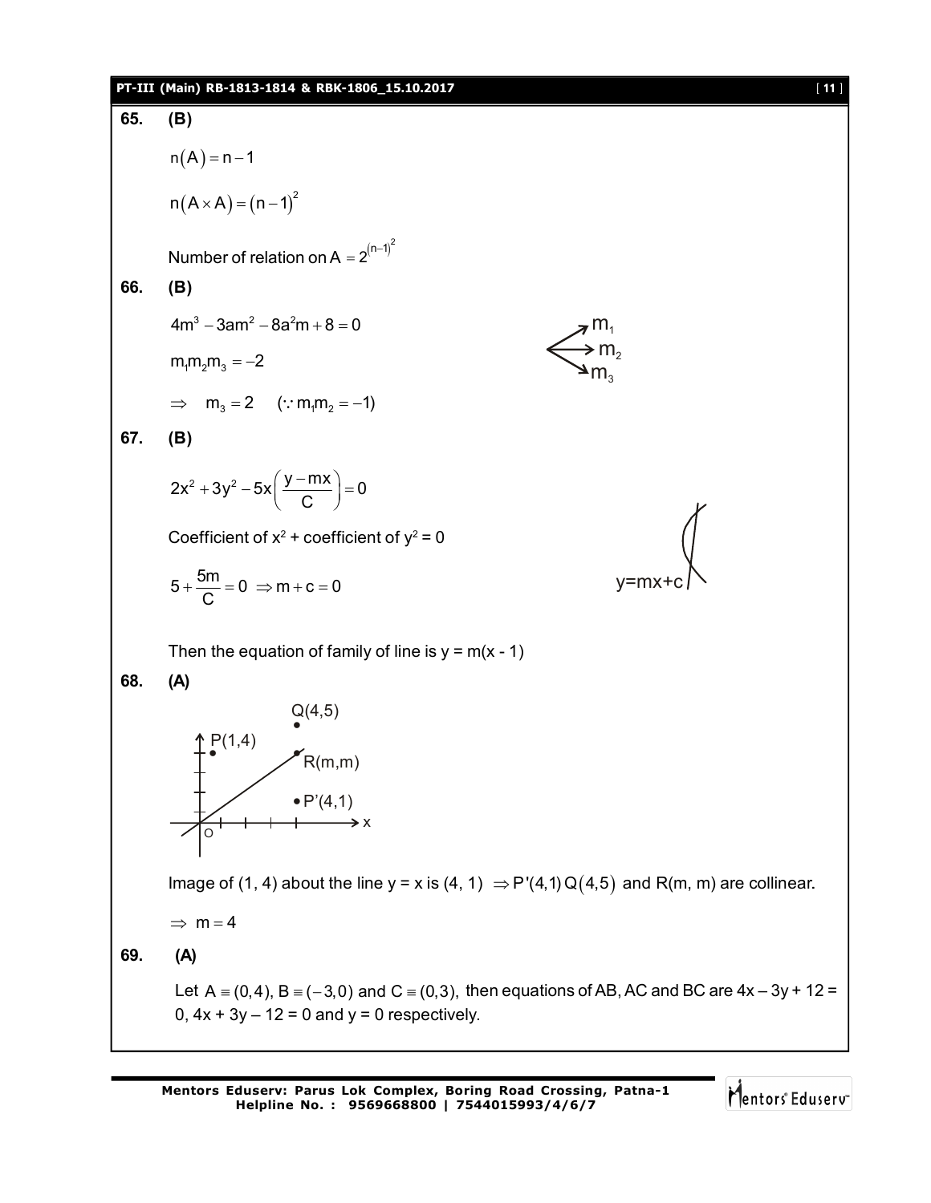**65. (B)**

$n(A) = n - 1$

$n(A \times A) = (n-1)^2$

Number of relation on $A = 2^{(n-1)^2}$

**66. (B)**

$4m^3 - 3am^2 - 8a^2m + 8 = 0$

$m_1m_2m_3 = -2$

$\Rightarrow \quad m_3 = 2 \quad (\because m_1m_2 = -1)$

**67. (B)**

$2x^2 + 3y^2 - 5x\left(\dfrac{y - mx}{C}\right) = 0$

Coefficient of $x^2$ + coefficient of $y^2 = 0$

$5 + \dfrac{5m}{C} = 0 \Rightarrow m + c = 0$

y=mx+c

Then the equation of family of line is $y = m(x - 1)$

**68. (A)**

Image of (1, 4) about the line y = x is (4, 1) $\Rightarrow P'(4,1)\,Q(4,5)$ and R(m, m) are collinear.

$\Rightarrow m = 4$

**69. (A)**

Let $A \equiv (0,4)$, $B \equiv (-3,0)$ and $C \equiv (0,3)$, then equations of AB, AC and BC are $4x - 3y + 12 = 0$, $4x + 3y - 12 = 0$ and $y = 0$ respectively.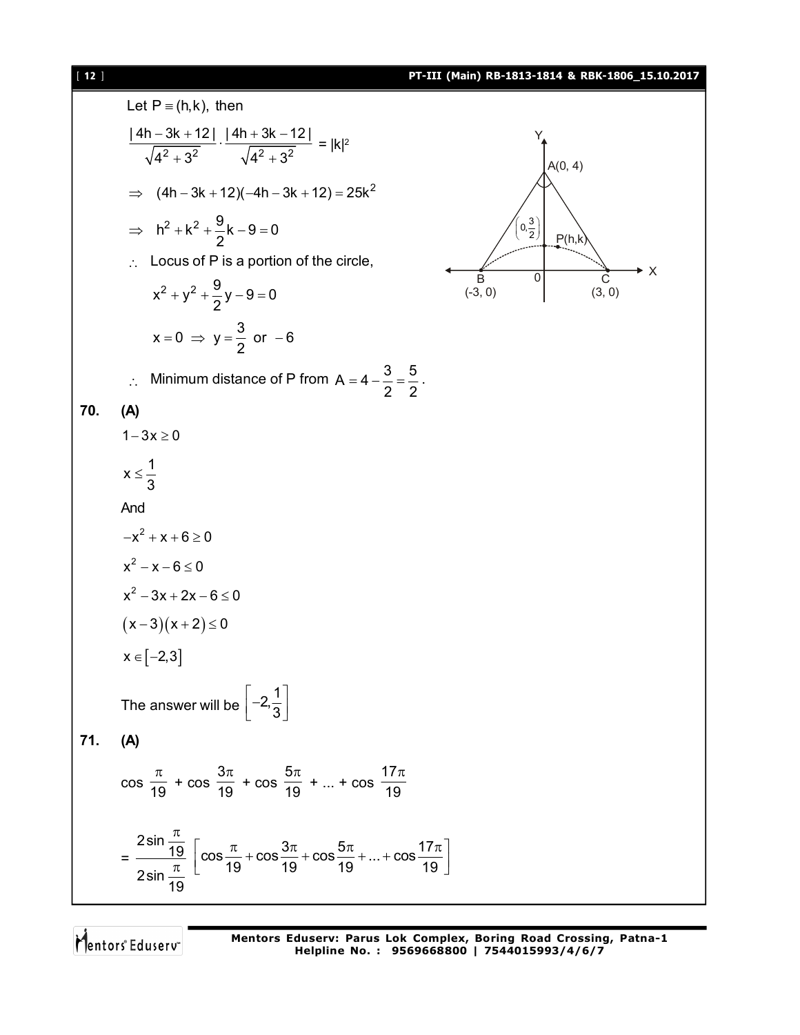Let $P \equiv (h, k)$, then

$$\frac{|4h - 3k + 12|}{\sqrt{4^2 + 3^2}} \cdot \frac{|4h + 3k - 12|}{\sqrt{4^2 + 3^2}} = |k|^2$$

$$\Rightarrow \quad (4h - 3k + 12)(-4h - 3k + 12) = 25k^2$$

$$\Rightarrow \quad h^2 + k^2 + \frac{9}{2}k - 9 = 0$$

$\therefore$ Locus of P is a portion of the circle,

$$x^2 + y^2 + \frac{9}{2}y - 9 = 0$$

$$x = 0 \Rightarrow y = \frac{3}{2} \text{ or } -6$$

$\therefore$ Minimum distance of P from $A = 4 - \frac{3}{2} = \frac{5}{2}$.

**70. (A)**

$1 - 3x \geq 0$

$x \leq \frac{1}{3}$

And

$-x^2 + x + 6 \geq 0$

$x^2 - x - 6 \leq 0$

$x^2 - 3x + 2x - 6 \leq 0$

$(x - 3)(x + 2) \leq 0$

$x \in [-2, 3]$

The answer will be $\left[-2, \frac{1}{3}\right]$

**71. (A)**

$$\cos\frac{\pi}{19} + \cos\frac{3\pi}{19} + \cos\frac{5\pi}{19} + \ldots + \cos\frac{17\pi}{19}$$

$$= \frac{2\sin\frac{\pi}{19}}{2\sin\frac{\pi}{19}}\left[\cos\frac{\pi}{19} + \cos\frac{3\pi}{19} + \cos\frac{5\pi}{19} + \ldots + \cos\frac{17\pi}{19}\right]$$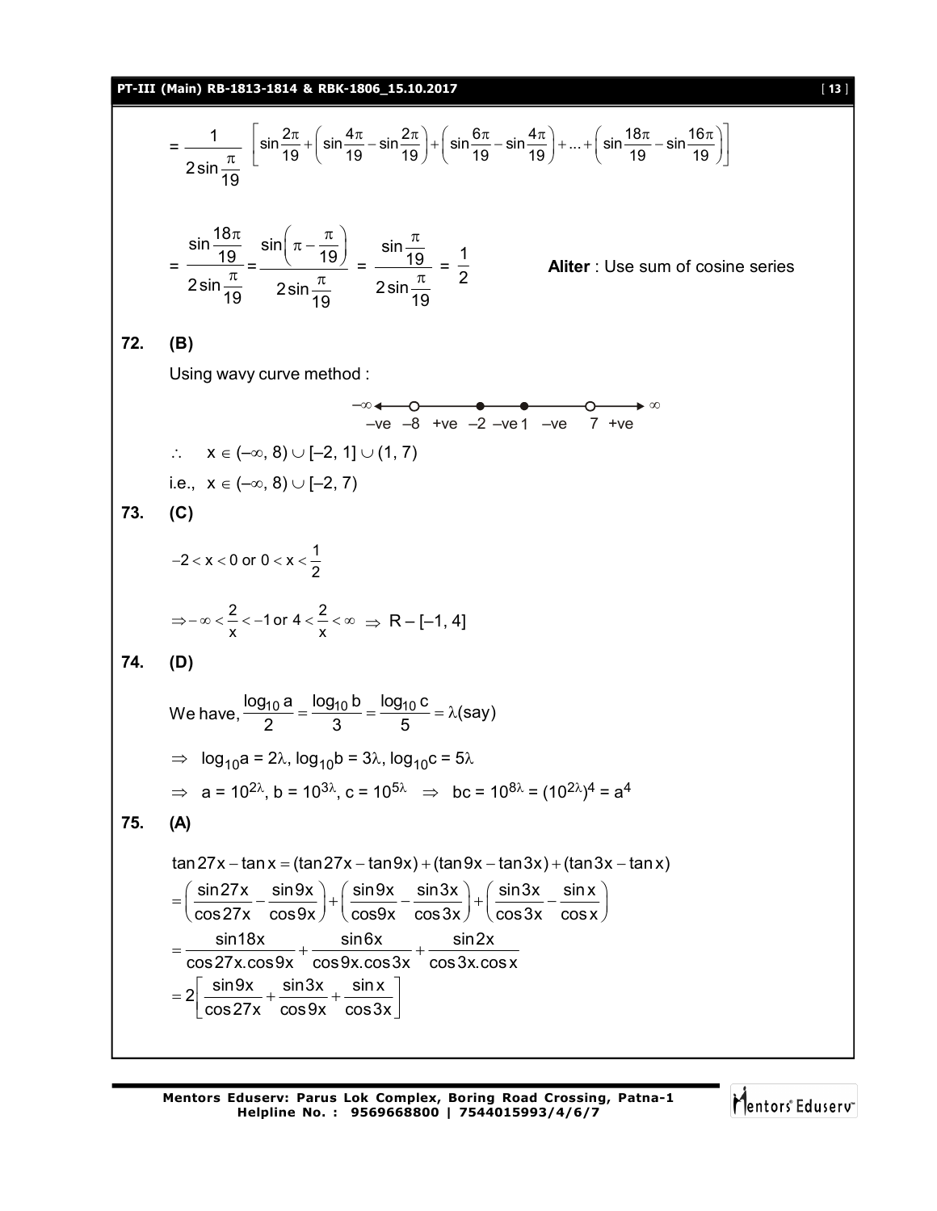$$= \frac{1}{2\sin\frac{\pi}{19}} \left[\sin\frac{2\pi}{19} + \left(\sin\frac{4\pi}{19} - \sin\frac{2\pi}{19}\right) + \left(\sin\frac{6\pi}{19} - \sin\frac{4\pi}{19}\right) + ... + \left(\sin\frac{18\pi}{19} - \sin\frac{16\pi}{19}\right)\right]$$

$$= \frac{\sin\frac{18\pi}{19}}{2\sin\frac{\pi}{19}} = \frac{\sin\left(\pi - \frac{\pi}{19}\right)}{2\sin\frac{\pi}{19}} = \frac{\sin\frac{\pi}{19}}{2\sin\frac{\pi}{19}} = \frac{1}{2}$$

**Aliter** : Use sum of cosine series

**72.** **(B)**

Using wavy curve method :

$-\infty$ ← –ve $-8$ +ve $-2$ –ve $1$ –ve $7$ +ve → $\infty$

$\therefore \quad x \in (-\infty, 8) \cup [-2, 1] \cup (1, 7)$

i.e., $x \in (-\infty, 8) \cup [-2, 7)$

**73.** **(C)**

$$-2 < x < 0 \text{ or } 0 < x < \frac{1}{2}$$

$$\Rightarrow -\infty < \frac{2}{x} < -1 \text{ or } 4 < \frac{2}{x} < \infty \Rightarrow R - [-1, 4]$$

**74.** **(D)**

We have, $\frac{\log_{10} a}{2} = \frac{\log_{10} b}{3} = \frac{\log_{10} c}{5} = \lambda(\text{say})$

$\Rightarrow \log_{10}a = 2\lambda, \log_{10}b = 3\lambda, \log_{10}c = 5\lambda$

$\Rightarrow a = 10^{2\lambda}, b = 10^{3\lambda}, c = 10^{5\lambda} \Rightarrow bc = 10^{8\lambda} = (10^{2\lambda})^4 = a^4$

**75.** **(A)**

$$\tan 27x - \tan x = (\tan 27x - \tan 9x) + (\tan 9x - \tan 3x) + (\tan 3x - \tan x)$$

$$= \left(\frac{\sin 27x}{\cos 27x} - \frac{\sin 9x}{\cos 9x}\right) + \left(\frac{\sin 9x}{\cos 9x} - \frac{\sin 3x}{\cos 3x}\right) + \left(\frac{\sin 3x}{\cos 3x} - \frac{\sin x}{\cos x}\right)$$

$$= \frac{\sin 18x}{\cos 27x.\cos 9x} + \frac{\sin 6x}{\cos 9x.\cos 3x} + \frac{\sin 2x}{\cos 3x.\cos x}$$

$$= 2\left[\frac{\sin 9x}{\cos 27x} + \frac{\sin 3x}{\cos 9x} + \frac{\sin x}{\cos 3x}\right]$$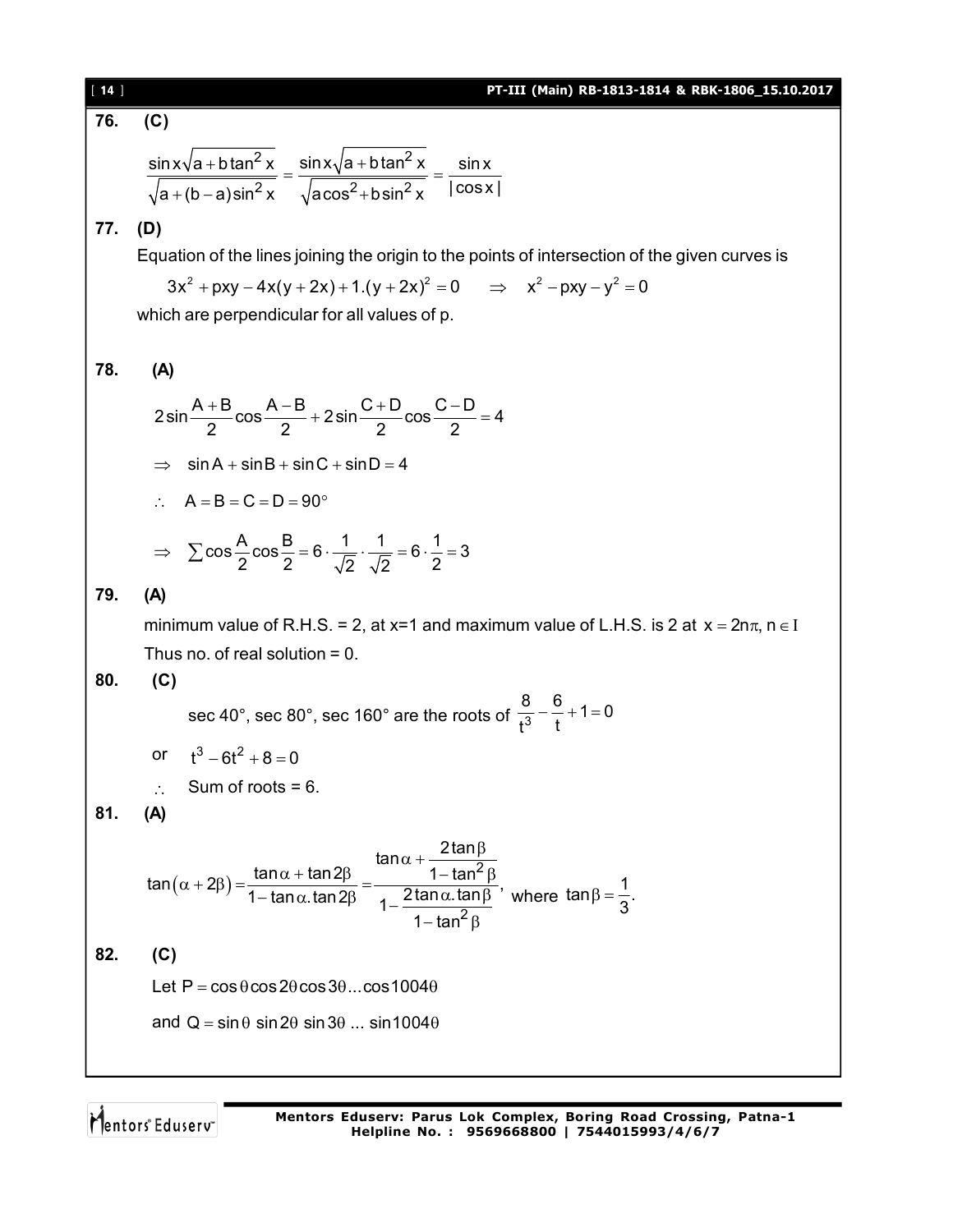**76. (C)**

$$\frac{\sin x\sqrt{a+b\tan^2 x}}{\sqrt{a+(b-a)\sin^2 x}} = \frac{\sin x\sqrt{a+b\tan^2 x}}{\sqrt{a\cos^2+b\sin^2 x}} = \frac{\sin x}{|\cos x|}$$

**77. (D)**

Equation of the lines joining the origin to the points of intersection of the given curves is

$$3x^2 + pxy - 4x(y+2x) + 1.(y+2x)^2 = 0 \quad \Rightarrow \quad x^2 - pxy - y^2 = 0$$

which are perpendicular for all values of p.

**78. (A)**

$$2\sin\frac{A+B}{2}\cos\frac{A-B}{2} + 2\sin\frac{C+D}{2}\cos\frac{C-D}{2} = 4$$

$$\Rightarrow \quad \sin A + \sin B + \sin C + \sin D = 4$$

$$\therefore \quad A = B = C = D = 90^\circ$$

$$\Rightarrow \quad \sum \cos\frac{A}{2}\cos\frac{B}{2} = 6 \cdot \frac{1}{\sqrt{2}} \cdot \frac{1}{\sqrt{2}} = 6 \cdot \frac{1}{2} = 3$$

**79. (A)**

minimum value of R.H.S. = 2, at x=1 and maximum value of L.H.S. is 2 at $x = 2n\pi, n \in I$

Thus no. of real solution = 0.

**80. (C)**

sec 40°, sec 80°, sec 160° are the roots of $\frac{8}{t^3} - \frac{6}{t} + 1 = 0$

or $\quad t^3 - 6t^2 + 8 = 0$

$\therefore$ Sum of roots = 6.

**81. (A)**

$$\tan(\alpha + 2\beta) = \frac{\tan\alpha + \tan 2\beta}{1 - \tan\alpha.\tan 2\beta} = \frac{\tan\alpha + \dfrac{2\tan\beta}{1-\tan^2\beta}}{1 - \dfrac{2\tan\alpha.\tan\beta}{1-\tan^2\beta}}, \text{ where } \tan\beta = \frac{1}{3}.$$

**82. (C)**

Let $P = \cos\theta\cos 2\theta\cos 3\theta ... \cos 1004\theta$

and $Q = \sin\theta \sin 2\theta \sin 3\theta ... \sin 1004\theta$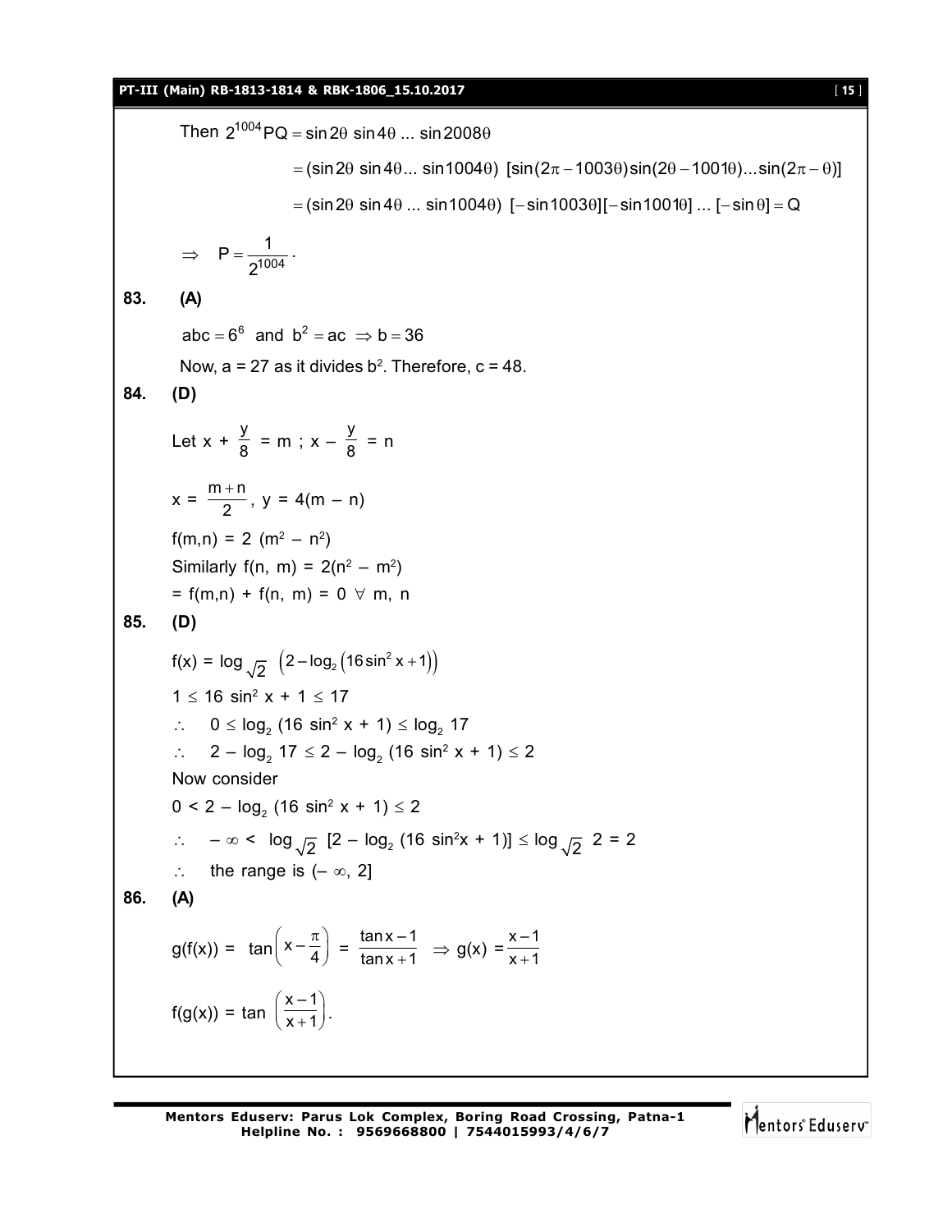Then $2^{1004} PQ = \sin 2\theta \sin 4\theta \ldots \sin 2008\theta$

$$= (\sin 2\theta \sin 4\theta \ldots \sin 1004\theta)\ [\sin(2\pi - 1003\theta)\sin(2\theta - 1001\theta)\ldots\sin(2\pi - \theta)]$$

$$= (\sin 2\theta \sin 4\theta \ldots \sin 1004\theta)\ [-\sin 1003\theta][-\sin 1001\theta] \ldots [-\sin\theta] = Q$$

$\Rightarrow \quad P = \dfrac{1}{2^{1004}}.$

**83. (A)**

$abc = 6^6$ and $b^2 = ac \Rightarrow b = 36$

Now, a = 27 as it divides $b^2$. Therefore, c = 48.

**84. (D)**

Let $x + \dfrac{y}{8} = m$ ; $x - \dfrac{y}{8} = n$

$x = \dfrac{m+n}{2}$, $y = 4(m - n)$

$f(m,n) = 2(m^2 - n^2)$

Similarly $f(n, m) = 2(n^2 - m^2)$

$= f(m,n) + f(n, m) = 0 \ \forall \ m, n$

**85. (D)**

$f(x) = \log_{\sqrt{2}} \left(2 - \log_2\left(16\sin^2 x + 1\right)\right)$

$1 \le 16\sin^2 x + 1 \le 17$

$\therefore \quad 0 \le \log_2 (16\sin^2 x + 1) \le \log_2 17$

$\therefore \quad 2 - \log_2 17 \le 2 - \log_2 (16\sin^2 x + 1) \le 2$

Now consider

$0 < 2 - \log_2 (16\sin^2 x + 1) \le 2$

$\therefore \quad -\infty < \log_{\sqrt{2}} [2 - \log_2 (16\sin^2 x + 1)] \le \log_{\sqrt{2}} 2 = 2$

$\therefore \quad$ the range is $(-\infty, 2]$

**86. (A)**

$g(f(x)) = \tan\left(x - \dfrac{\pi}{4}\right) = \dfrac{\tan x - 1}{\tan x + 1} \Rightarrow g(x) = \dfrac{x-1}{x+1}$

$f(g(x)) = \tan\left(\dfrac{x-1}{x+1}\right).$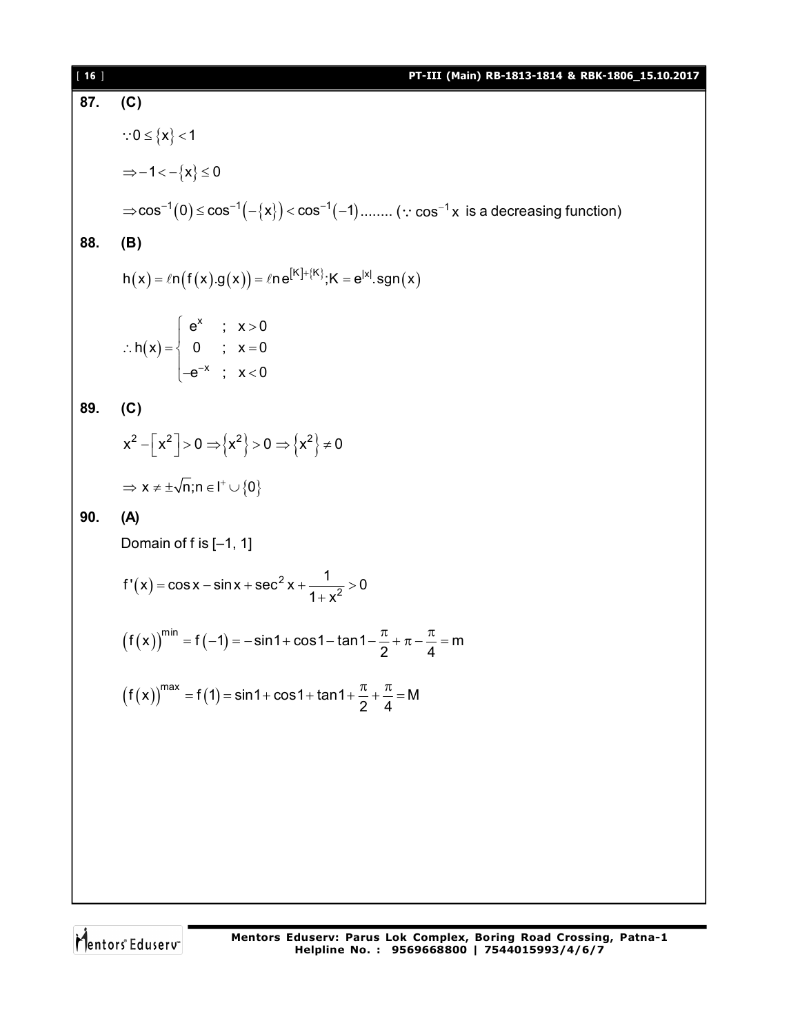**87. (C)**

$\because 0 \le \{x\} < 1$

$\Rightarrow -1 < -\{x\} \le 0$

$\Rightarrow \cos^{-1}(0) \le \cos^{-1}(-\{x\}) < \cos^{-1}(-1)$........ ($\because \cos^{-1}x$ is a decreasing function)

**88. (B)**

$h(x) = \ell n(f(x).g(x)) = \ell n\, e^{[K]+\{K\}}; K = e^{|x|}.\text{sgn}(x)$

$$\therefore h(x) = \begin{cases} e^{x} & ; \ x > 0 \\ 0 & ; \ x = 0 \\ -e^{-x} & ; \ x < 0 \end{cases}$$

**89. (C)**

$x^2 - [x^2] > 0 \Rightarrow \{x^2\} > 0 \Rightarrow \{x^2\} \ne 0$

$\Rightarrow x \ne \pm\sqrt{n}; n \in I^{+} \cup \{0\}$

**90. (A)**

Domain of f is [–1, 1]

$f'(x) = \cos x - \sin x + \sec^2 x + \dfrac{1}{1+x^2} > 0$

$(f(x))^{\min} = f(-1) = -\sin 1 + \cos 1 - \tan 1 - \dfrac{\pi}{2} + \pi - \dfrac{\pi}{4} = m$

$(f(x))^{\max} = f(1) = \sin 1 + \cos 1 + \tan 1 + \dfrac{\pi}{2} + \dfrac{\pi}{4} = M$